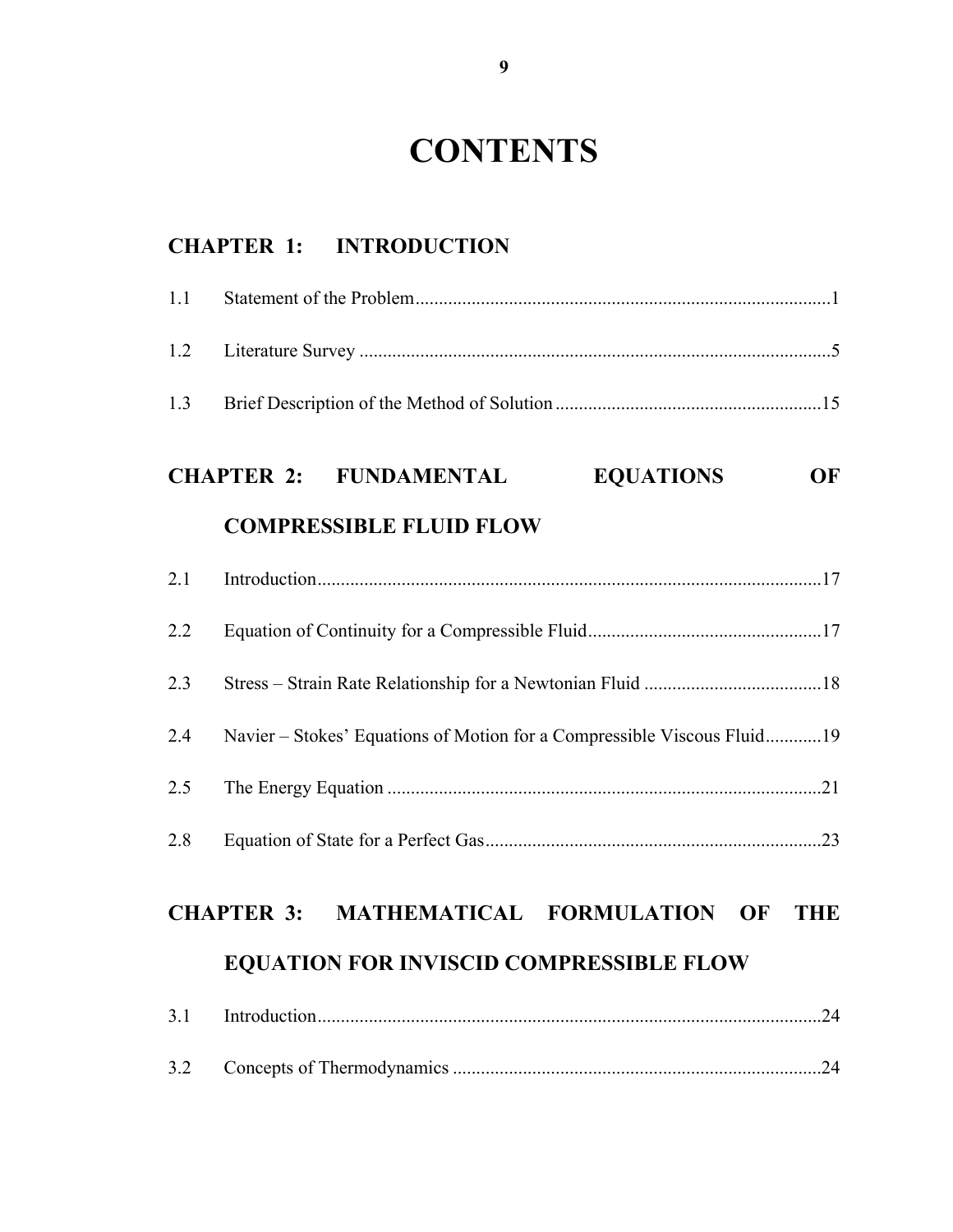# CONTENTS

## CHAPTER 1: INTRODUCTION

1.1 Statement of the Problem ........................................................................................ 1

1.2 Literature Survey ..................................................................................................... 5

1.3 Brief Description of the Method of Solution ......................................................... 15

## CHAPTER 2: FUNDAMENTAL EQUATIONS OF COMPRESSIBLE FLUID FLOW

2.1 Introduction ............................................................................................................ 17

2.2 Equation of Continuity for a Compressible Fluid .................................................. 17

2.3 Stress – Strain Rate Relationship for a Newtonian Fluid ...................................... 18

2.4 Navier – Stokes' Equations of Motion for a Compressible Viscous Fluid ............ 19

2.5 The Energy Equation ............................................................................................. 21

2.8 Equation of State for a Perfect Gas ........................................................................ 23

## CHAPTER 3: MATHEMATICAL FORMULATION OF THE EQUATION FOR INVISCID COMPRESSIBLE FLOW

3.1 Introduction ............................................................................................................ 24

3.2 Concepts of Thermodynamics ............................................................................... 24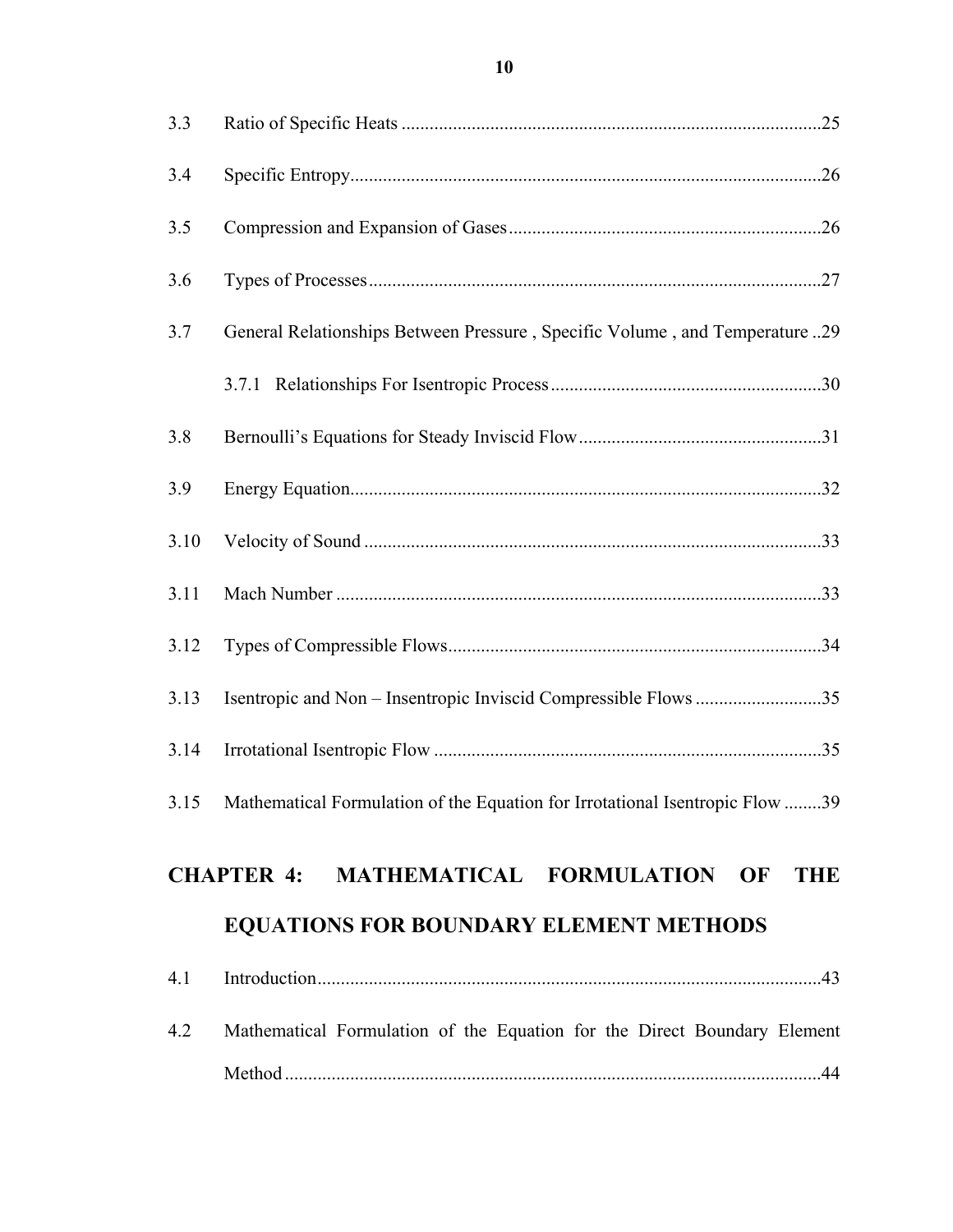3.3 Ratio of Specific Heats ....................................................................................25

3.4 Specific Entropy.....................................................................................................26

3.5 Compression and Expansion of Gases..................................................................26

3.6 Types of Processes.................................................................................................27

3.7 General Relationships Between Pressure , Specific Volume , and Temperature ..29

  3.7.1 Relationships For Isentropic Process..........................................................30

3.8 Bernoulli's Equations for Steady Inviscid Flow....................................................31

3.9 Energy Equation.....................................................................................................32

3.10 Velocity of Sound ..................................................................................................33

3.11 Mach Number ........................................................................................................33

3.12 Types of Compressible Flows................................................................................34

3.13 Isentropic and Non – Insentropic Inviscid Compressible Flows ...........................35

3.14 Irrotational Isentropic Flow ...................................................................................35

3.15 Mathematical Formulation of the Equation for Irrotational Isentropic Flow ........39

## CHAPTER 4: MATHEMATICAL FORMULATION OF THE EQUATIONS FOR BOUNDARY ELEMENT METHODS

4.1 Introduction............................................................................................................43

4.2 Mathematical Formulation of the Equation for the Direct Boundary Element Method ...................................................................................................................44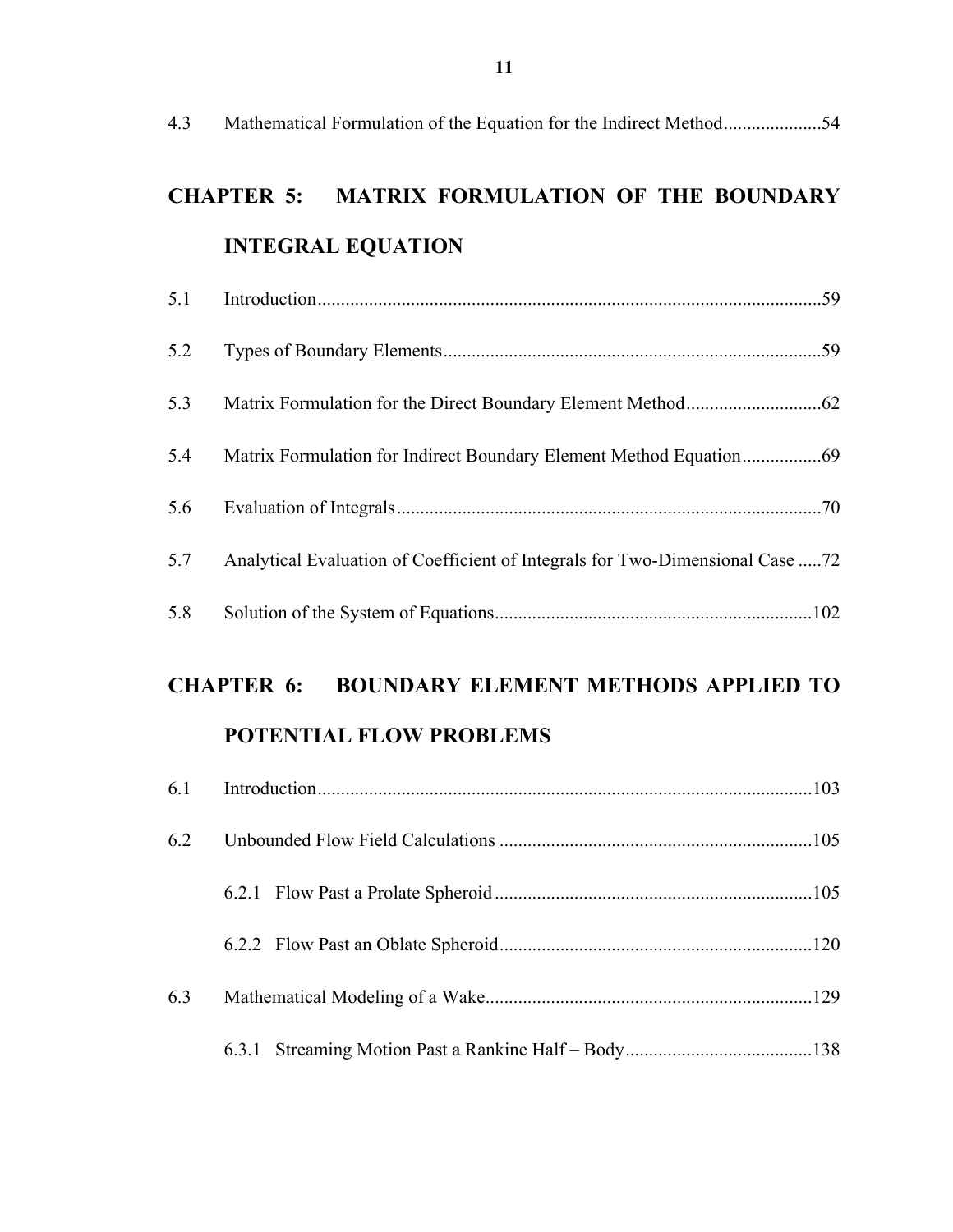4.3 Mathematical Formulation of the Equation for the Indirect Method.....................54

## CHAPTER 5: MATRIX FORMULATION OF THE BOUNDARY INTEGRAL EQUATION

5.1 Introduction...........................................................................................................59

5.2 Types of Boundary Elements................................................................................59

5.3 Matrix Formulation for the Direct Boundary Element Method.............................62

5.4 Matrix Formulation for Indirect Boundary Element Method Equation.................69

5.6 Evaluation of Integrals..........................................................................................70

5.7 Analytical Evaluation of Coefficient of Integrals for Two-Dimensional Case .....72

5.8 Solution of the System of Equations...................................................................102

## CHAPTER 6: BOUNDARY ELEMENT METHODS APPLIED TO POTENTIAL FLOW PROBLEMS

6.1 Introduction.........................................................................................................103

6.2 Unbounded Flow Field Calculations ..................................................................105

6.2.1 Flow Past a Prolate Spheroid...................................................................105

6.2.2 Flow Past an Oblate Spheroid..................................................................120

6.3 Mathematical Modeling of a Wake.....................................................................129

6.3.1 Streaming Motion Past a Rankine Half – Body........................................138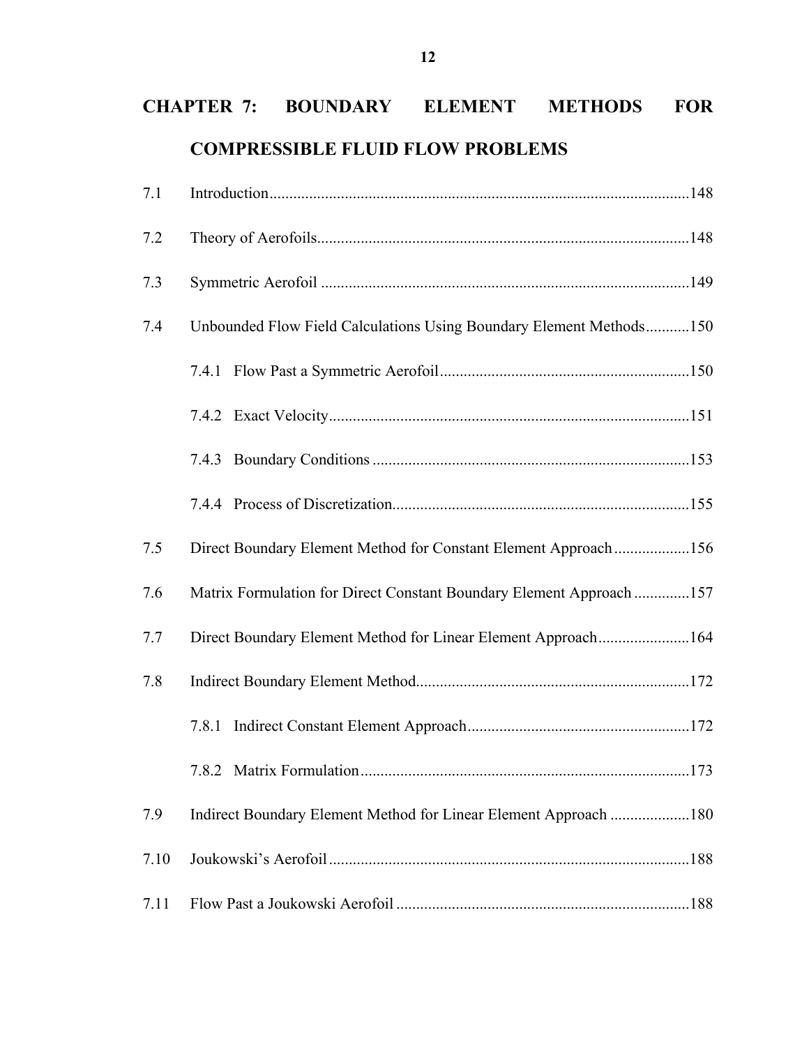## CHAPTER 7: BOUNDARY ELEMENT METHODS FOR COMPRESSIBLE FLUID FLOW PROBLEMS

7.1 Introduction........................................................................................................148

7.2 Theory of Aerofoils.............................................................................................148

7.3 Symmetric Aerofoil ............................................................................................149

7.4 Unbounded Flow Field Calculations Using Boundary Element Methods...........150

 7.4.1 Flow Past a Symmetric Aerofoil...............................................................150

 7.4.2 Exact Velocity...........................................................................................151

 7.4.3 Boundary Conditions ................................................................................153

 7.4.4 Process of Discretization...........................................................................155

7.5 Direct Boundary Element Method for Constant Element Approach...................156

7.6 Matrix Formulation for Direct Constant Boundary Element Approach .............157

7.7 Direct Boundary Element Method for Linear Element Approach.......................164

7.8 Indirect Boundary Element Method....................................................................172

 7.8.1 Indirect Constant Element Approach........................................................172

 7.8.2 Matrix Formulation...................................................................................173

7.9 Indirect Boundary Element Method for Linear Element Approach ....................180

7.10 Joukowski's Aerofoil..........................................................................................188

7.11 Flow Past a Joukowski Aerofoil .........................................................................188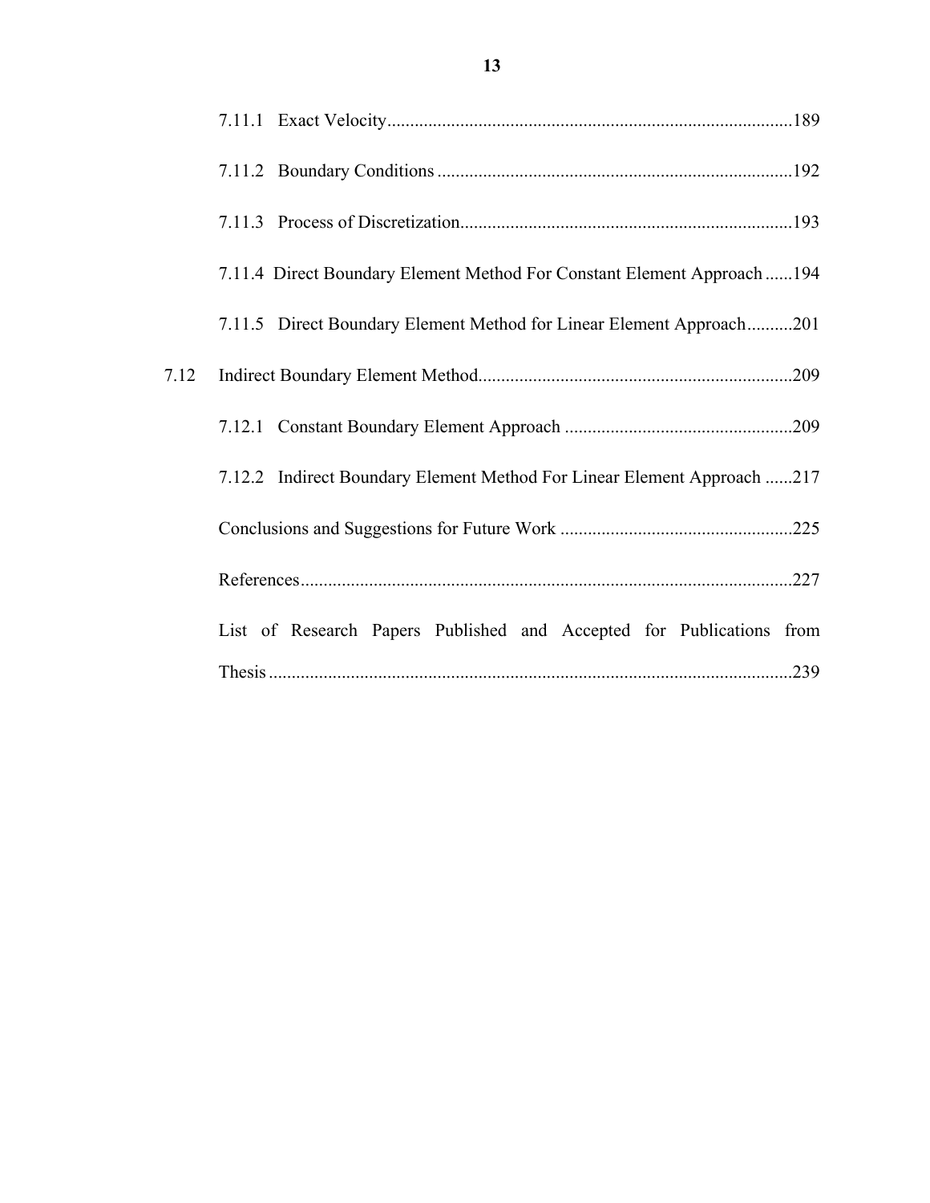7.11.1 Exact Velocity........................................................................................189

7.11.2 Boundary Conditions .............................................................................192

7.11.3 Process of Discretization........................................................................193

7.11.4 Direct Boundary Element Method For Constant Element Approach ......194

7.11.5 Direct Boundary Element Method for Linear Element Approach..........201

7.12 Indirect Boundary Element Method....................................................................209

7.12.1 Constant Boundary Element Approach ..................................................209

7.12.2 Indirect Boundary Element Method For Linear Element Approach ......217

Conclusions and Suggestions for Future Work ..................................................225

References...........................................................................................................227

List of Research Papers Published and Accepted for Publications from Thesis ..................................................................................................................239